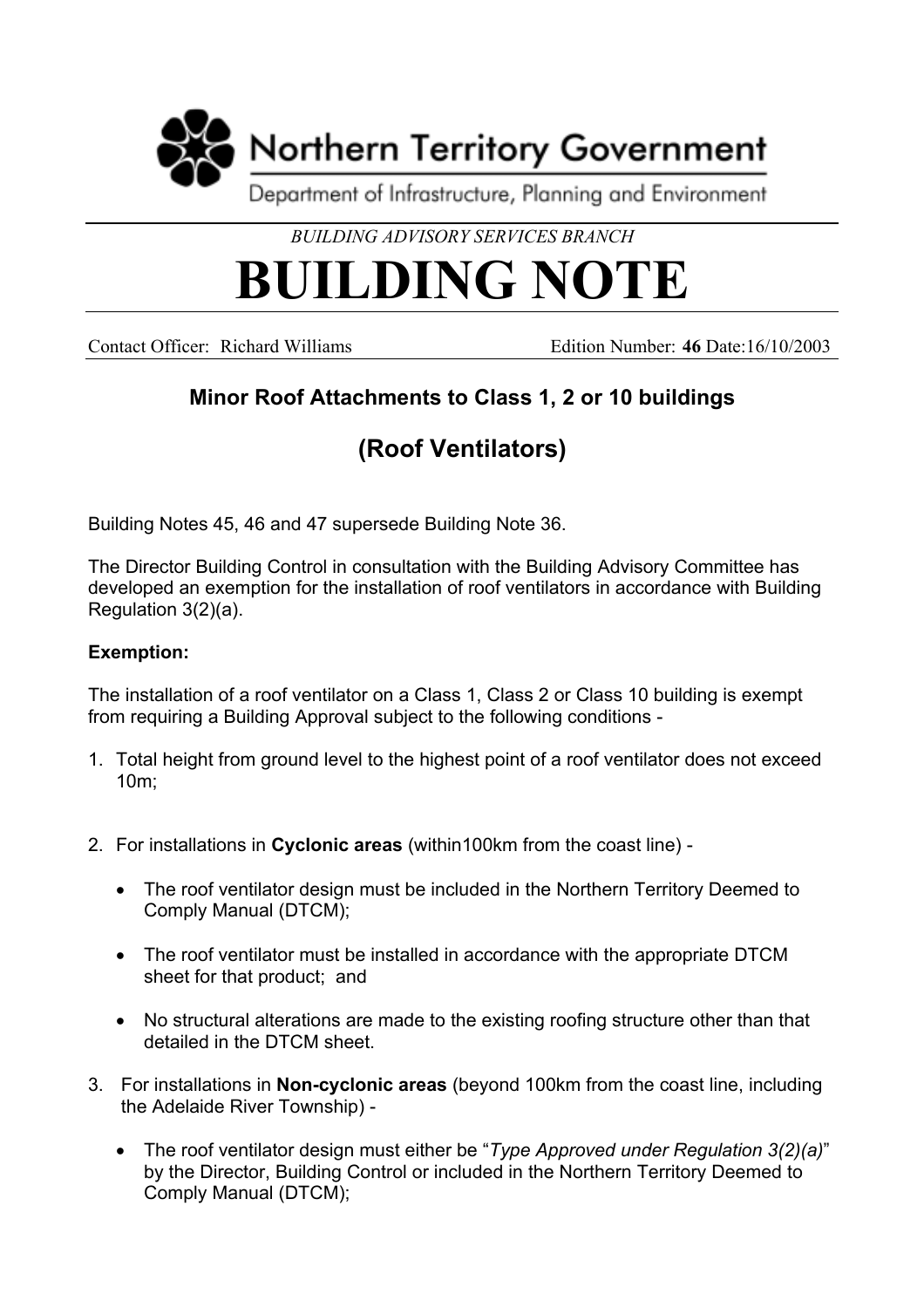Northern Territory Government

Department of Infrastructure, Planning and Environment

*BUILDING ADVISORY SERVICES BRANCH*

# BUILDING NOTE

Contact Officer: Richard Williams　　　　Edition Number: **46** Date:16/10/2003

## Minor Roof Attachments to Class 1, 2 or 10 buildings

## (Roof Ventilators)

Building Notes 45, 46 and 47 supersede Building Note 36.

The Director Building Control in consultation with the Building Advisory Committee has developed an exemption for the installation of roof ventilators in accordance with Building Regulation 3(2)(a).

**Exemption:**

The installation of a roof ventilator on a Class 1, Class 2 or Class 10 building is exempt from requiring a Building Approval subject to the following conditions -

1. Total height from ground level to the highest point of a roof ventilator does not exceed 10m;

2. For installations in **Cyclonic areas** (within100km from the coast line) -

   - The roof ventilator design must be included in the Northern Territory Deemed to Comply Manual (DTCM);

   - The roof ventilator must be installed in accordance with the appropriate DTCM sheet for that product; and

   - No structural alterations are made to the existing roofing structure other than that detailed in the DTCM sheet.

3. For installations in **Non-cyclonic areas** (beyond 100km from the coast line, including the Adelaide River Township) -

   - The roof ventilator design must either be "*Type Approved under Regulation 3(2)(a)*" by the Director, Building Control or included in the Northern Territory Deemed to Comply Manual (DTCM);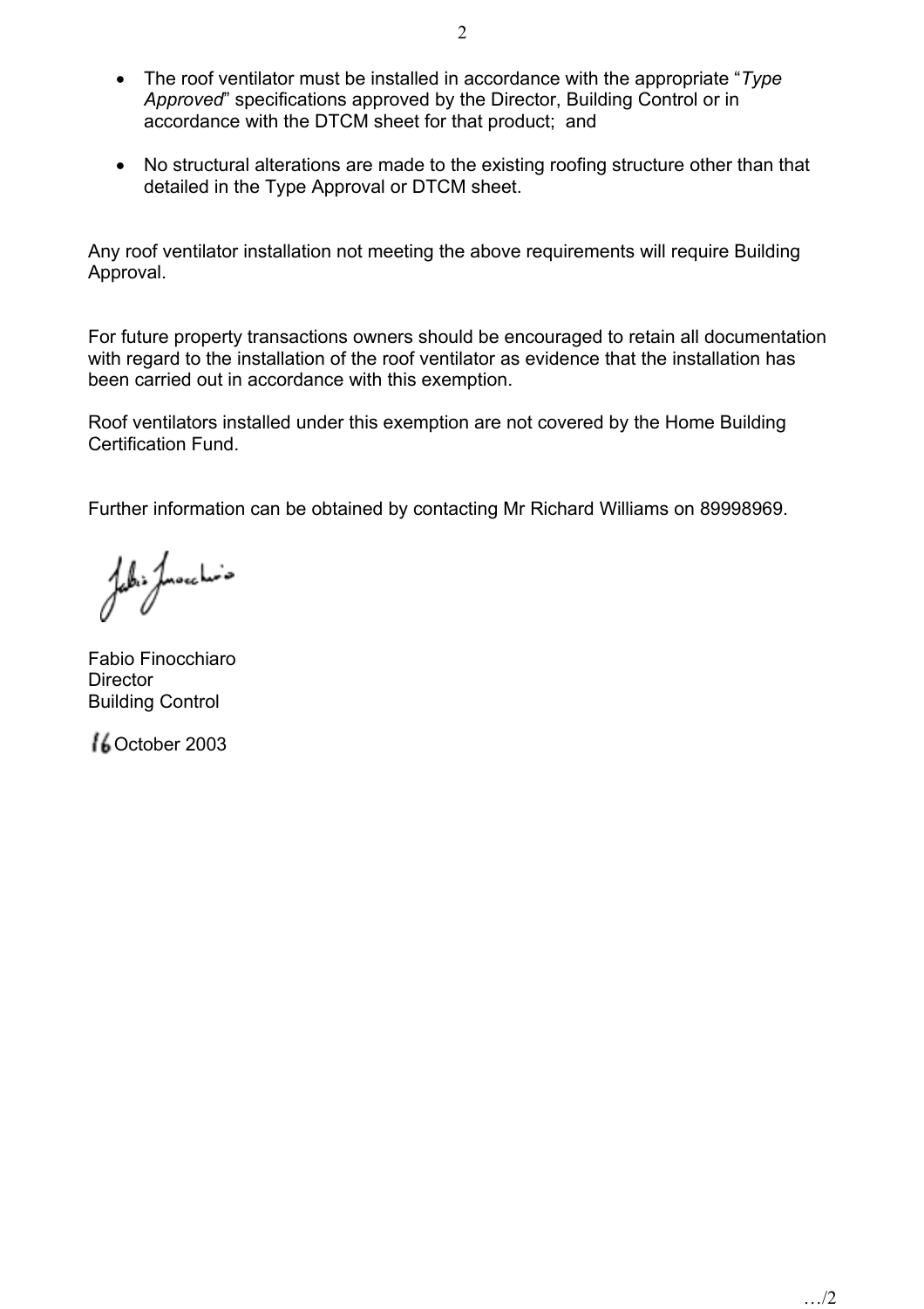- The roof ventilator must be installed in accordance with the appropriate "*Type Approved*" specifications approved by the Director, Building Control or in accordance with the DTCM sheet for that product; and

- No structural alterations are made to the existing roofing structure other than that detailed in the Type Approval or DTCM sheet.

Any roof ventilator installation not meeting the above requirements will require Building Approval.

For future property transactions owners should be encouraged to retain all documentation with regard to the installation of the roof ventilator as evidence that the installation has been carried out in accordance with this exemption.

Roof ventilators installed under this exemption are not covered by the Home Building Certification Fund.

Further information can be obtained by contacting Mr Richard Williams on 89998969.

Fabio Finocchiaro
Director
Building Control

16 October 2003